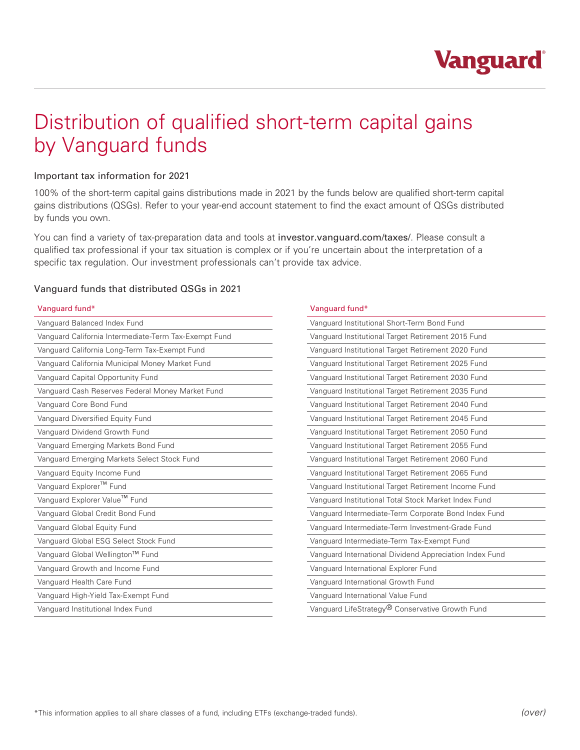# Distribution of qualified short-term capital gains by Vanguard funds

## Important tax information for 2021

100% of the short-term capital gains distributions made in 2021 by the funds below are qualified short-term capital gains distributions (QSGs). Refer to your year-end account statement to find the exact amount of QSGs distributed by funds you own.

You can find a variety of tax-preparation data and tools at investor.vanguard.com/taxes/. Please consult a qualified tax professional if your tax situation is complex or if you're uncertain about the interpretation of a specific tax regulation. Our investment professionals can't provide tax advice.

## Vanguard funds that distributed QSGs in 2021

| Vanguard fund* |
| --- |
| Vanguard Balanced Index Fund |
| Vanguard California Intermediate-Term Tax-Exempt Fund |
| Vanguard California Long-Term Tax-Exempt Fund |
| Vanguard California Municipal Money Market Fund |
| Vanguard Capital Opportunity Fund |
| Vanguard Cash Reserves Federal Money Market Fund |
| Vanguard Core Bond Fund |
| Vanguard Diversified Equity Fund |
| Vanguard Dividend Growth Fund |
| Vanguard Emerging Markets Bond Fund |
| Vanguard Emerging Markets Select Stock Fund |
| Vanguard Equity Income Fund |
| Vanguard Explorer™ Fund |
| Vanguard Explorer Value™ Fund |
| Vanguard Global Credit Bond Fund |
| Vanguard Global Equity Fund |
| Vanguard Global ESG Select Stock Fund |
| Vanguard Global Wellington™ Fund |
| Vanguard Growth and Income Fund |
| Vanguard Health Care Fund |
| Vanguard High-Yield Tax-Exempt Fund |
| Vanguard Institutional Index Fund |
| Vanguard Institutional Short-Term Bond Fund |
| Vanguard Institutional Target Retirement 2015 Fund |
| Vanguard Institutional Target Retirement 2020 Fund |
| Vanguard Institutional Target Retirement 2025 Fund |
| Vanguard Institutional Target Retirement 2030 Fund |
| Vanguard Institutional Target Retirement 2035 Fund |
| Vanguard Institutional Target Retirement 2040 Fund |
| Vanguard Institutional Target Retirement 2045 Fund |
| Vanguard Institutional Target Retirement 2050 Fund |
| Vanguard Institutional Target Retirement 2055 Fund |
| Vanguard Institutional Target Retirement 2060 Fund |
| Vanguard Institutional Target Retirement 2065 Fund |
| Vanguard Institutional Target Retirement Income Fund |
| Vanguard Institutional Total Stock Market Index Fund |
| Vanguard Intermediate-Term Corporate Bond Index Fund |
| Vanguard Intermediate-Term Investment-Grade Fund |
| Vanguard Intermediate-Term Tax-Exempt Fund |
| Vanguard International Dividend Appreciation Index Fund |
| Vanguard International Explorer Fund |
| Vanguard International Growth Fund |
| Vanguard International Value Fund |
| Vanguard LifeStrategy® Conservative Growth Fund |

*This information applies to all share classes of a fund, including ETFs (exchange-traded funds).

*(over)*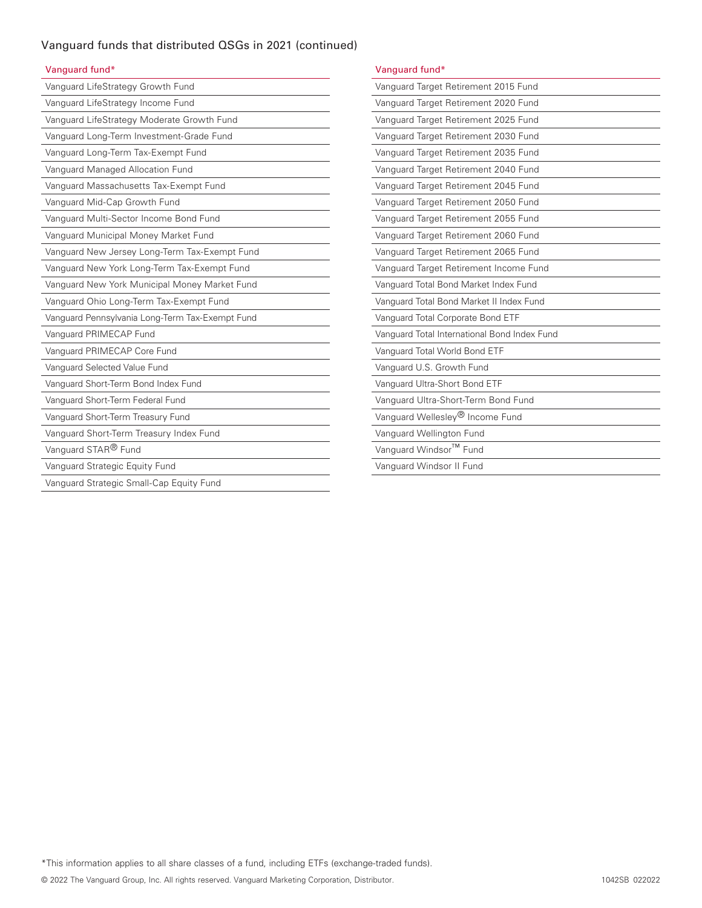## Vanguard funds that distributed QSGs in 2021 (continued)

| Vanguard fund* |
| --- |
| Vanguard LifeStrategy Growth Fund |
| Vanguard LifeStrategy Income Fund |
| Vanguard LifeStrategy Moderate Growth Fund |
| Vanguard Long-Term Investment-Grade Fund |
| Vanguard Long-Term Tax-Exempt Fund |
| Vanguard Managed Allocation Fund |
| Vanguard Massachusetts Tax-Exempt Fund |
| Vanguard Mid-Cap Growth Fund |
| Vanguard Multi-Sector Income Bond Fund |
| Vanguard Municipal Money Market Fund |
| Vanguard New Jersey Long-Term Tax-Exempt Fund |
| Vanguard New York Long-Term Tax-Exempt Fund |
| Vanguard New York Municipal Money Market Fund |
| Vanguard Ohio Long-Term Tax-Exempt Fund |
| Vanguard Pennsylvania Long-Term Tax-Exempt Fund |
| Vanguard PRIMECAP Fund |
| Vanguard PRIMECAP Core Fund |
| Vanguard Selected Value Fund |
| Vanguard Short-Term Bond Index Fund |
| Vanguard Short-Term Federal Fund |
| Vanguard Short-Term Treasury Fund |
| Vanguard Short-Term Treasury Index Fund |
| Vanguard STAR® Fund |
| Vanguard Strategic Equity Fund |
| Vanguard Strategic Small-Cap Equity Fund |

| Vanguard fund* |
| --- |
| Vanguard Target Retirement 2015 Fund |
| Vanguard Target Retirement 2020 Fund |
| Vanguard Target Retirement 2025 Fund |
| Vanguard Target Retirement 2030 Fund |
| Vanguard Target Retirement 2035 Fund |
| Vanguard Target Retirement 2040 Fund |
| Vanguard Target Retirement 2045 Fund |
| Vanguard Target Retirement 2050 Fund |
| Vanguard Target Retirement 2055 Fund |
| Vanguard Target Retirement 2060 Fund |
| Vanguard Target Retirement 2065 Fund |
| Vanguard Target Retirement Income Fund |
| Vanguard Total Bond Market Index Fund |
| Vanguard Total Bond Market II Index Fund |
| Vanguard Total Corporate Bond ETF |
| Vanguard Total International Bond Index Fund |
| Vanguard Total World Bond ETF |
| Vanguard U.S. Growth Fund |
| Vanguard Ultra-Short Bond ETF |
| Vanguard Ultra-Short-Term Bond Fund |
| Vanguard Wellesley® Income Fund |
| Vanguard Wellington Fund |
| Vanguard Windsor™ Fund |
| Vanguard Windsor II Fund |

*This information applies to all share classes of a fund, including ETFs (exchange-traded funds).

© 2022 The Vanguard Group, Inc. All rights reserved. Vanguard Marketing Corporation, Distributor.

1042SB 022022